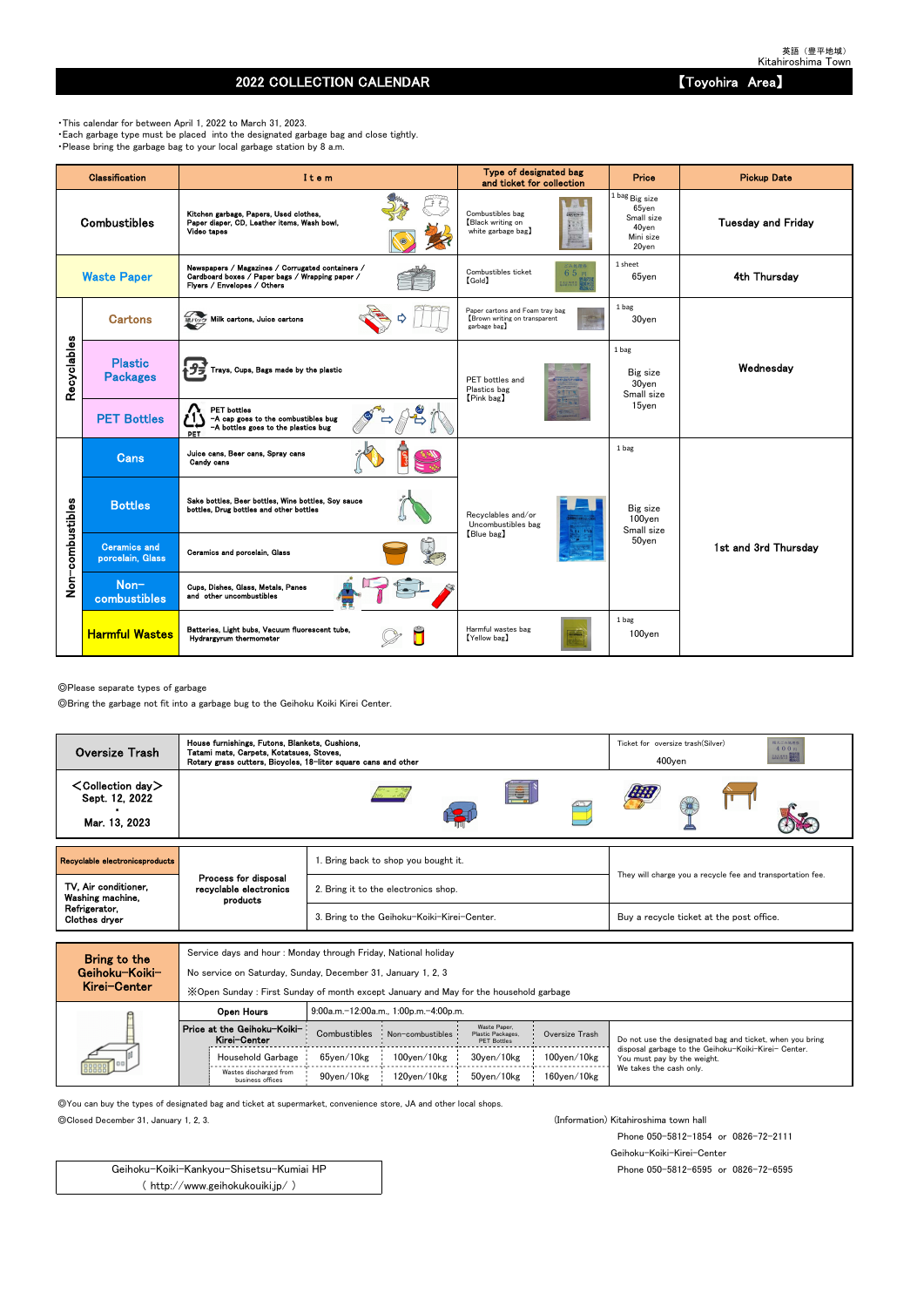英語（豊平地域）
Kitahiroshima Town

# 2022 COLLECTION CALENDAR 【Toyohira Area】

・This calendar for between April 1, 2022 to March 31, 2023.
・Each garbage type must be placed into the designated garbage bag and close tightly.
・Please bring the garbage bag to your local garbage station by 8 a.m.

| Classification | | Item | Type of designated bag and ticket for collection | Price | Pickup Date |
|---|---|---|---|---|---|
| Combustibles | | Kitchen garbage, Papers, Used clothes, Paper diaper, CD, Leather items, Wash bowl, Video tapes | Combustibles bag 【Black writing on white garbage bag】 | 1 bag Big size 65yen Small size 40yen Mini size 20yen | Tuesday and Friday |
| Waste Paper | | Newspapers / Magazines / Corrugated containers / Cardboard boxes / Paper bags / Wrapping paper / Flyers / Envelopes / Others | Combustibles ticket 【Gold】 | 1 sheet 65yen | 4th Thursday |
| Recyclables | Cartons | Milk cartons, Juice cartons | Paper cartons and Foam tray bag 【Brown writing on transparent garbage bag】 | 1 bag 30yen | Wednesday |
| | Plastic Packages | Trays, Cups, Bags made by the plastic | PET bottles and Plastics bag 【Pink bag】 | 1 bag Big size 30yen Small size 15yen | |
| | PET Bottles | PET bottles -A cap goes to the combustibles bug -A bottles goes to the plastics bug | | | |
| Non-combustibles | Cans | Juice cans, Beer cans, Spray cans Candy cans | Recyclables and/or Uncombustibles bag 【Blue bag】 | 1 bag Big size 100yen Small size 50yen | 1st and 3rd Thursday |
| | Bottles | Sake bottles, Beer bottles, Wine bottles, Soy sauce bottles, Drug bottles and other bottles | | | |
| | Ceramics and porcelain, Glass | Ceramics and porcelain, Glass | | | |
| | Non-combustibles | Cups, Dishes, Glass, Metals, Panes and other uncombustibles | | | |
| | Harmful Wastes | Batteries, Light bubs, Vacuum fluorescent tube, Hydrargyrum thermometer | Harmful wastes bag 【Yellow bag】 | 1 bag 100yen | |

◎Please separate types of garbage
◎Bring the garbage not fit into a garbage bug to the Geihoku Koiki Kirei Center.

| Oversize Trash | House furnishings, Futons, Blankets, Cushions, Tatami mats, Carpets, Kotatsues, Stoves, Rotary grass cutters, Bicycles, 18-liter square cans and other | Ticket for oversize trash(Silver) 400yen |
|---|---|---|
| ＜Collection day＞ Sept. 12, 2022 ・ Mar. 13, 2023 | | |

| Recyclable electronicsproducts | Process for disposal recyclable electronics products | | |
|---|---|---|---|
| TV, Air conditioner, Washing machine, Refrigerator, Clothes dryer | | 1. Bring back to shop you bought it. | They will charge you a recycle fee and transportation fee. |
| | | 2. Bring it to the electronics shop. | |
| | | 3. Bring to the Geihoku-Koiki-Kirei-Center. | Buy a recycle ticket at the post office. |

**Bring to the Geihoku-Koiki-Kirei-Center**

Service days and hour : Monday through Friday, National holiday

No service on Saturday, Sunday, December 31, January 1, 2, 3

※Open Sunday : First Sunday of month except January and May for the household garbage

| Open Hours | | 9:00a.m.-12:00a.m., 1:00p.m.-4:00p.m. | | | |
|---|---|---|---|---|---|
| Price at the Geihoku-Koiki-Kirei-Center | | Combustibles | Non-combustibles | Waste Paper, Plastic Packages, PET Bottles | Oversize Trash |
| | Household Garbage | 65yen/10kg | 100yen/10kg | 30yen/10kg | 100yen/10kg |
| | Wastes discharged from business offices | 90yen/10kg | 120yen/10kg | 50yen/10kg | 160yen/10kg |

Do not use the designated bag and ticket, when you bring disposal garbage to the Geihoku-Koiki-Kirei- Center. You must pay by the weight. We takes the cash only.

◎You can buy the types of designated bag and ticket at supermarket, convenience store, JA and other local shops.
◎Closed December 31, January 1, 2, 3.

(Information) Kitahiroshima town hall
Phone 050-5812-1854 or 0826-72-2111
Geihoku-Koiki-Kirei-Center
Phone 050-5812-6595 or 0826-72-6595

Geihoku-Koiki-Kankyou-Shisetsu-Kumiai HP
( http://www.geihokukouiki.jp/ )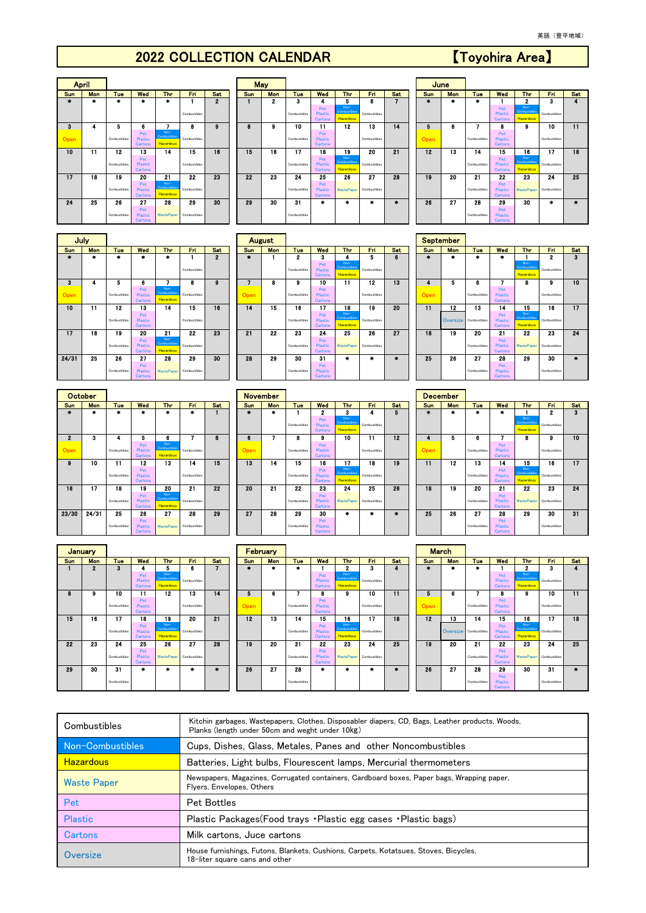英語（豊平地域）

# 2022 COLLECTION CALENDAR 【Toyohira Area】

## April

| Sun | Mon | Tue | Wed | Thr | Fri | Sat |
|---|---|---|---|---|---|---|
| * | * | * | * | * | 1 Combustibles | 2 |
| 3 Open | 4 | 5 Combustibles | 6 Pet Plastic Cartons | 7 Non-Combustibles Hazardous | 8 Combustibles | 9 |
| 10 | 11 | 12 Combustibles | 13 Pet Plastic Cartons | 14 | 15 Combustibles | 16 |
| 17 | 18 | 19 Combustibles | 20 Pet Plastic Cartons | 21 Non-Combustibles Hazardous | 22 Combustibles | 23 |
| 24 | 25 | 26 Combustibles | 27 Pet Plastic Cartons | 28 WastePaper | 29 Combustibles | 30 |

## May

| Sun | Mon | Tue | Wed | Thr | Fri | Sat |
|---|---|---|---|---|---|---|
| 1 | 2 | 3 Combustibles | 4 Pet Plastic Cartons | 5 Non-Combustibles Hazardous | 6 Combustibles | 7 |
| 8 | 9 | 10 Combustibles | 11 Pet Plastic Cartons | 12 | 13 Combustibles | 14 |
| 15 | 16 | 17 Combustibles | 18 Pet Plastic Cartons | 19 Non-Combustibles Hazardous | 20 Combustibles | 21 |
| 22 | 23 | 24 Combustibles | 25 Pet Plastic Cartons | 26 WastePaper | 27 Combustibles | 28 |
| 29 | 30 | 31 Combustibles | * | * | * | * |

## June

| Sun | Mon | Tue | Wed | Thr | Fri | Sat |
|---|---|---|---|---|---|---|
| * | * | * | 1 Pet Plastic Cartons | 2 Non-Combustibles Hazardous | 3 Combustibles | 4 |
| 5 Open | 6 | 7 Combustibles | 8 Pet Plastic Cartons | 9 | 10 Combustibles | 11 |
| 12 | 13 | 14 Combustibles | 15 Pet Plastic Cartons | 16 Non-Combustibles Hazardous | 17 Combustibles | 18 |
| 19 | 20 | 21 Combustibles | 22 Pet Plastic Cartons | 23 WastePaper | 24 Combustibles | 25 |
| 26 | 27 | 28 Combustibles | 29 Pet Plastic Cartons | 30 | * | * |

## July

| Sun | Mon | Tue | Wed | Thr | Fri | Sat |
|---|---|---|---|---|---|---|
| * | * | * | * | * | 1 Combustibles | 2 |
| 3 Open | 4 | 5 Combustibles | 6 Pet Plastic Cartons | 7 Non-Combustibles Hazardous | 8 Combustibles | 9 |
| 10 | 11 | 12 Combustibles | 13 Pet Plastic Cartons | 14 | 15 Combustibles | 16 |
| 17 | 18 | 19 Combustibles | 20 Pet Plastic Cartons | 21 Non-Combustibles Hazardous | 22 Combustibles | 23 |
| 24/31 | 25 | 26 Combustibles | 27 Pet Plastic Cartons | 28 WastePaper | 29 Combustibles | 30 |

## August

| Sun | Mon | Tue | Wed | Thr | Fri | Sat |
|---|---|---|---|---|---|---|
| * | 1 | 2 Combustibles | 3 Pet Plastic Cartons | 4 Non-Combustibles Hazardous | 5 Combustibles | 6 |
| 7 Open | 8 | 9 Combustibles | 10 Pet Plastic Cartons | 11 | 12 Combustibles | 13 |
| 14 | 15 | 16 Combustibles | 17 Pet Plastic Cartons | 18 Non-Combustibles Hazardous | 19 Combustibles | 20 |
| 21 | 22 | 23 Combustibles | 24 Pet Plastic Cartons | 25 WastePaper | 26 Combustibles | 27 |
| 28 | 29 | 30 Combustibles | 31 Pet Plastic Cartons | * | * | * |

## September

| Sun | Mon | Tue | Wed | Thr | Fri | Sat |
|---|---|---|---|---|---|---|
| * | * | * | * | 1 Non-Combustibles Hazardous | 2 Combustibles | 3 |
| 4 Open | 5 | 6 Combustibles | 7 Pet Plastic Cartons | 8 | 9 Combustibles | 10 |
| 11 | 12 Oversize | 13 Combustibles | 14 Pet Plastic Cartons | 15 Non-Combustibles Hazardous | 16 Combustibles | 17 |
| 18 | 19 | 20 Combustibles | 21 Pet Plastic Cartons | 22 WastePaper | 23 Combustibles | 24 |
| 25 | 26 | 27 Combustibles | 28 Pet Plastic Cartons | 29 | 30 Combustibles | * |

## October

| Sun | Mon | Tue | Wed | Thr | Fri | Sat |
|---|---|---|---|---|---|---|
| * | * | * | * | * | * | 1 |
| 2 Open | 3 | 4 Combustibles | 5 Pet Plastic Cartons | 6 Non-Combustibles Hazardous | 7 Combustibles | 8 |
| 9 | 10 | 11 Combustibles | 12 Pet Plastic Cartons | 13 | 14 Combustibles | 15 |
| 16 | 17 | 18 Combustibles | 19 Pet Plastic Cartons | 20 Non-Combustibles Hazardous | 21 Combustibles | 22 |
| 23/30 | 24/31 | 25 Combustibles | 26 Pet Plastic Cartons | 27 WastePaper | 28 Combustibles | 29 |

## November

| Sun | Mon | Tue | Wed | Thr | Fri | Sat |
|---|---|---|---|---|---|---|
| * | * | 1 Combustibles | 2 Pet Plastic Cartons | 3 Non-Combustibles Hazardous | 4 Combustibles | 5 |
| 6 Open | 7 | 8 Combustibles | 9 Pet Plastic Cartons | 10 | 11 Combustibles | 12 |
| 13 | 14 | 15 Combustibles | 16 Pet Plastic Cartons | 17 Non-Combustibles Hazardous | 18 Combustibles | 19 |
| 20 | 21 | 22 Combustibles | 23 Pet Plastic Cartons | 24 WastePaper | 25 Combustibles | 26 |
| 27 | 28 | 29 Combustibles | 30 Pet Plastic Cartons | * | * | * |

## December

| Sun | Mon | Tue | Wed | Thr | Fri | Sat |
|---|---|---|---|---|---|---|
| * | * | * | * | 1 Non-Combustibles Hazardous | 2 Combustibles | 3 |
| 4 Open | 5 | 6 Combustibles | 7 Pet Plastic Cartons | 8 | 9 Combustibles | 10 |
| 11 | 12 | 13 Combustibles | 14 Pet Plastic Cartons | 15 Non-Combustibles Hazardous | 16 Combustibles | 17 |
| 18 | 19 | 20 Combustibles | 21 Pet Plastic Cartons | 22 WastePaper | 23 Combustibles | 24 |
| 25 | 26 | 27 Combustibles | 28 Pet Plastic Cartons | 29 | 30 Combustibles | 31 |

## January

| Sun | Mon | Tue | Wed | Thr | Fri | Sat |
|---|---|---|---|---|---|---|
| 1 | 2 | 3 | 4 Pet Plastic Cartons | 5 Non-Combustibles Hazardous | 6 Combustibles | 7 |
| 8 | 9 | 10 Combustibles | 11 Pet Plastic Cartons | 12 | 13 Combustibles | 14 |
| 15 | 16 | 17 Combustibles | 18 Pet Plastic Cartons | 19 Non-Combustibles Hazardous | 20 Combustibles | 21 |
| 22 | 23 | 24 Combustibles | 25 Pet Plastic Cartons | 26 WastePaper | 27 Combustibles | 28 |
| 29 | 30 | 31 Combustibles | * | * | * | * |

## February

| Sun | Mon | Tue | Wed | Thr | Fri | Sat |
|---|---|---|---|---|---|---|
| * | * | * | 1 Pet Plastic Cartons | 2 Non-Combustibles Hazardous | 3 Combustibles | 4 |
| 5 Open | 6 | 7 Combustibles | 8 Pet Plastic Cartons | 9 | 10 Combustibles | 11 |
| 12 | 13 | 14 Combustibles | 15 Pet Plastic Cartons | 16 Non-Combustibles Hazardous | 17 Combustibles | 18 |
| 19 | 20 | 21 Combustibles | 22 Pet Plastic Cartons | 23 WastePaper | 24 Combustibles | 25 |
| 26 | 27 | 28 Combustibles | * | * | * | * |

## March

| Sun | Mon | Tue | Wed | Thr | Fri | Sat |
|---|---|---|---|---|---|---|
| * | * | * | 1 Pet Plastic Cartons | 2 Non-Combustibles Hazardous | 3 Combustibles | 4 |
| 5 Open | 6 | 7 Combustibles | 8 Pet Plastic Cartons | 9 | 10 Combustibles | 11 |
| 12 | 13 Oversize | 14 Combustibles | 15 Pet Plastic Cartons | 16 Non-Combustibles Hazardous | 17 Combustibles | 18 |
| 19 | 20 | 21 Combustibles | 22 Pet Plastic Cartons | 23 WastePaper | 24 Combustibles | 25 |
| 26 | 27 | 28 Combustibles | 29 Pet Plastic Cartons | 30 | 31 Combustibles | * |

| | |
|---|---|
| Combustibles | Kitchin garbages, Wastepapers, Clothes, Disposabler diapers, CD, Bags, Leather products, Woods, Planks (length under 50cm and weght under 10kg) |
| Non-Combustibles | Cups, Dishes, Glass, Metales, Panes and other Noncombustibles |
| Hazardous | Batteries, Light bulbs, Flourescent lamps, Mercurial thermometers |
| Waste Paper | Newspapers, Magazines, Corrugated containers, Cardboard boxes, Paper bags, Wrapping paper, Flyers, Envelopes, Others |
| Pet | Pet Bottles |
| Plastic | Plastic Packages(Food trays ・Plastic egg cases ・Plastic bags) |
| Cartons | Milk cartons, Juce cartons |
| Oversize | House furnishings, Futons, Blankets, Cushions, Carpets, Kotatsues, Stoves, Bicycles, 18-liter square cans and other |